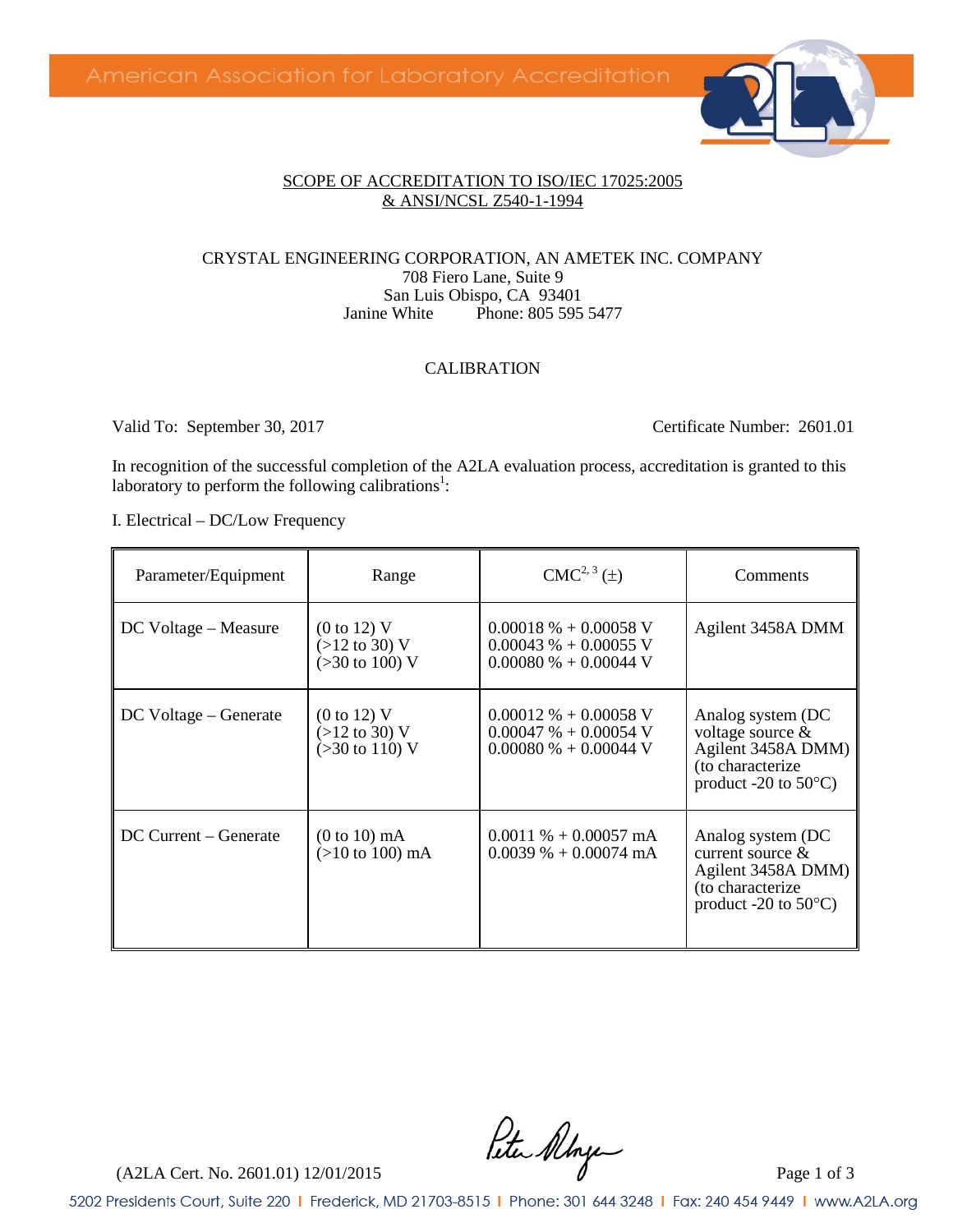SCOPE OF ACCREDITATION TO ISO/IEC 17025:2005
& ANSI/NCSL Z540-1-1994

CRYSTAL ENGINEERING CORPORATION, AN AMETEK INC. COMPANY
708 Fiero Lane, Suite 9
San Luis Obispo, CA 93401
Janine White Phone: 805 595 5477

CALIBRATION

Valid To: September 30, 2017 Certificate Number: 2601.01

In recognition of the successful completion of the A2LA evaluation process, accreditation is granted to this laboratory to perform the following calibrations[1]:

I. Electrical – DC/Low Frequency

| Parameter/Equipment | Range | CMC[2, 3] (±) | Comments |
|---|---|---|---|
| DC Voltage – Measure | (0 to 12) V<br>(>12 to 30) V<br>(>30 to 100) V | 0.00018 % + 0.00058 V<br>0.00043 % + 0.00055 V<br>0.00080 % + 0.00044 V | Agilent 3458A DMM |
| DC Voltage – Generate | (0 to 12) V<br>(>12 to 30) V<br>(>30 to 110) V | 0.00012 % + 0.00058 V<br>0.00047 % + 0.00054 V<br>0.00080 % + 0.00044 V | Analog system (DC voltage source & Agilent 3458A DMM) (to characterize product -20 to 50°C) |
| DC Current – Generate | (0 to 10) mA<br>(>10 to 100) mA | 0.0011 % + 0.00057 mA<br>0.0039 % + 0.00074 mA | Analog system (DC current source & Agilent 3458A DMM) (to characterize product -20 to 50°C) |

(A2LA Cert. No. 2601.01) 12/01/2015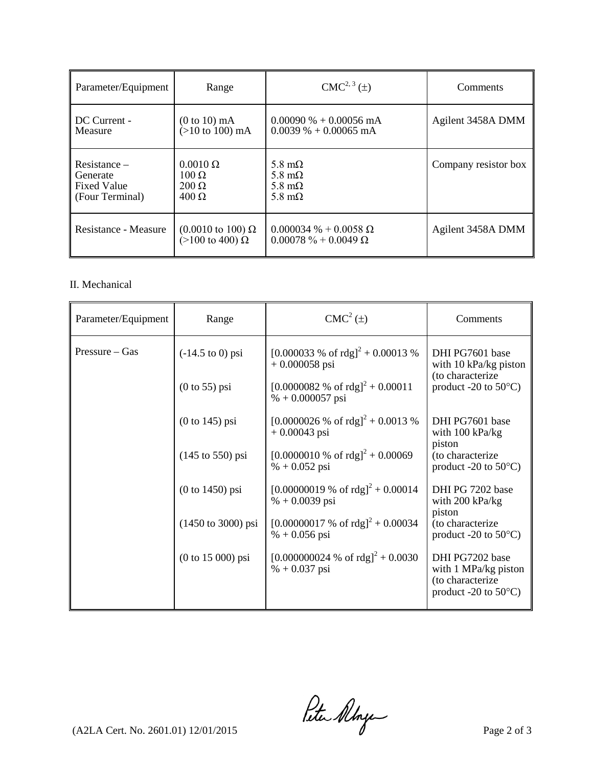| Parameter/Equipment | Range | CMC[2, 3] (±) | Comments |
|---|---|---|---|
| DC Current - Measure | (0 to 10) mA<br>(>10 to 100) mA | 0.00090 % + 0.00056 mA<br>0.0039 % + 0.00065 mA | Agilent 3458A DMM |
| Resistance – Generate Fixed Value (Four Terminal) | 0.0010 Ω<br>100 Ω<br>200 Ω<br>400 Ω | 5.8 mΩ<br>5.8 mΩ<br>5.8 mΩ<br>5.8 mΩ | Company resistor box |
| Resistance - Measure | (0.0010 to 100) Ω<br>(>100 to 400) Ω | 0.000034 % + 0.0058 Ω<br>0.00078 % + 0.0049 Ω | Agilent 3458A DMM |

II. Mechanical

| Parameter/Equipment | Range | CMC[2] (±) | Comments |
|---|---|---|---|
| Pressure – Gas | (-14.5 to 0) psi | $[0.000033\ \%\ \text{of rdg}]^2 + 0.00013\ \% + 0.000058$ psi | DHI PG7601 base with 10 kPa/kg piston (to characterize product -20 to 50°C) |
| | (0 to 55) psi | $[0.0000082\ \%\ \text{of rdg}]^2 + 0.00011\ \% + 0.000057$ psi | |
| | (0 to 145) psi | $[0.0000026\ \%\ \text{of rdg}]^2 + 0.0013\ \% + 0.00043$ psi | DHI PG7601 base with 100 kPa/kg piston (to characterize product -20 to 50°C) |
| | (145 to 550) psi | $[0.0000010\ \%\ \text{of rdg}]^2 + 0.00069\ \% + 0.052$ psi | |
| | (0 to 1450) psi | $[0.00000019\ \%\ \text{of rdg}]^2 + 0.00014\ \% + 0.0039$ psi | DHI PG 7202 base with 200 kPa/kg piston (to characterize product -20 to 50°C) |
| | (1450 to 3000) psi | $[0.00000017\ \%\ \text{of rdg}]^2 + 0.00034\ \% + 0.056$ psi | |
| | (0 to 15 000) psi | $[0.000000024\ \%\ \text{of rdg}]^2 + 0.0030\ \% + 0.037$ psi | DHI PG7202 base with 1 MPa/kg piston (to characterize product -20 to 50°C) |

(A2LA Cert. No. 2601.01) 12/01/2015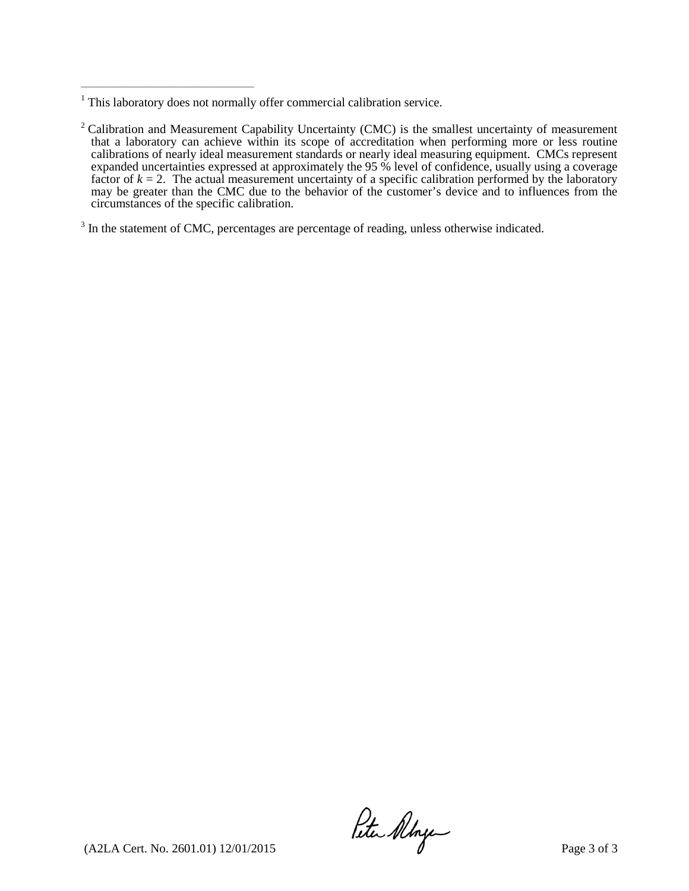---

[1] This laboratory does not normally offer commercial calibration service.

[2] Calibration and Measurement Capability Uncertainty (CMC) is the smallest uncertainty of measurement that a laboratory can achieve within its scope of accreditation when performing more or less routine calibrations of nearly ideal measurement standards or nearly ideal measuring equipment. CMCs represent expanded uncertainties expressed at approximately the 95 % level of confidence, usually using a coverage factor of $k = 2$. The actual measurement uncertainty of a specific calibration performed by the laboratory may be greater than the CMC due to the behavior of the customer's device and to influences from the circumstances of the specific calibration.

[3] In the statement of CMC, percentages are percentage of reading, unless otherwise indicated.

(A2LA Cert. No. 2601.01) 12/01/2015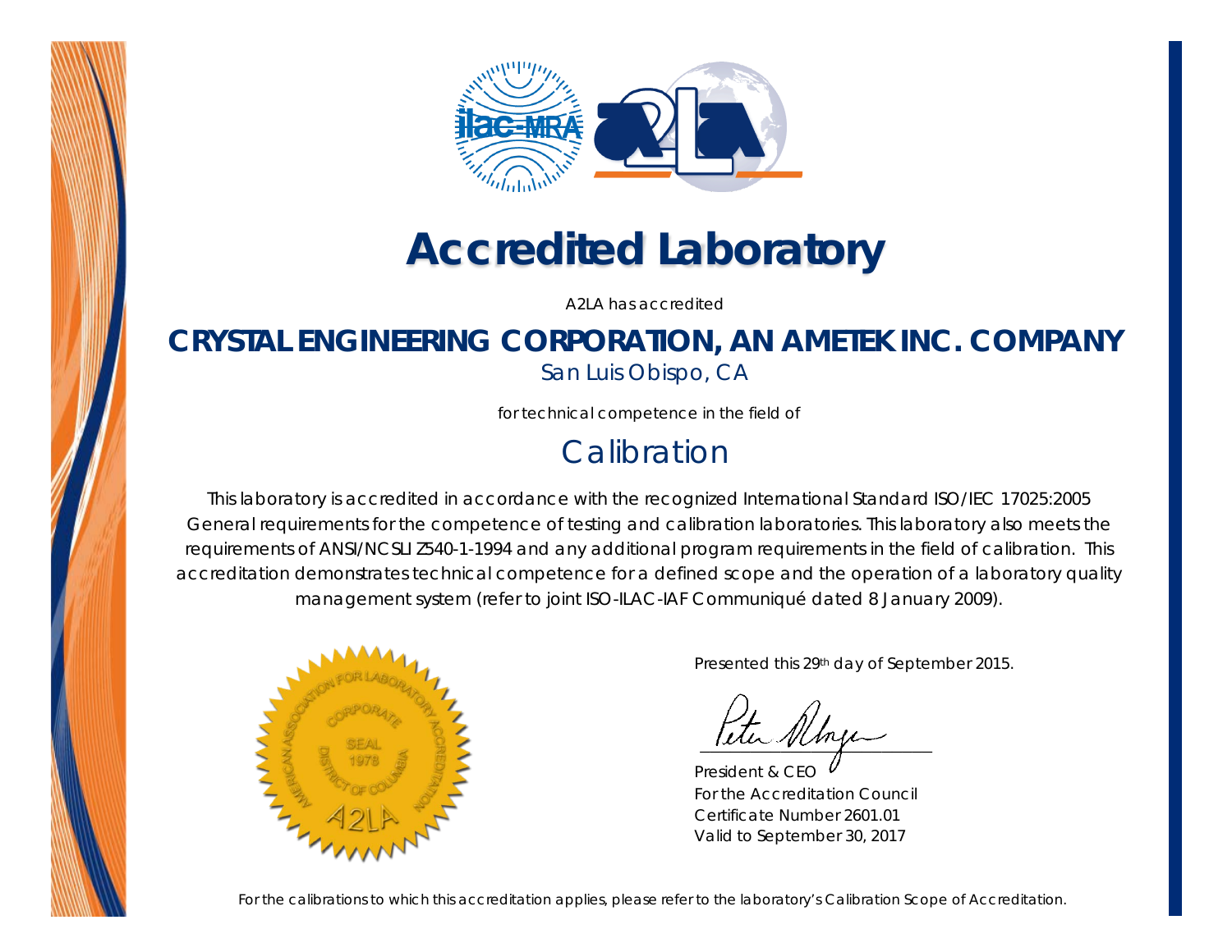# Accredited Laboratory

A2LA has accredited

## CRYSTAL ENGINEERING CORPORATION, AN AMETEK INC. COMPANY

San Luis Obispo, CA

for technical competence in the field of

## Calibration

This laboratory is accredited in accordance with the recognized International Standard ISO/IEC 17025:2005 General requirements for the competence of testing and calibration laboratories. This laboratory also meets the requirements of ANSI/NCSL Z540-1-1994 and any additional program requirements in the field of calibration. This accreditation demonstrates technical competence for a defined scope and the operation of a laboratory quality management system (refer to joint ISO-ILAC-IAF Communiqué dated 8 January 2009).

Presented this 29th day of September 2015.

President & CEO
For the Accreditation Council
Certificate Number 2601.01
Valid to September 30, 2017

For the calibrations to which this accreditation applies, please refer to the laboratory's Calibration Scope of Accreditation.